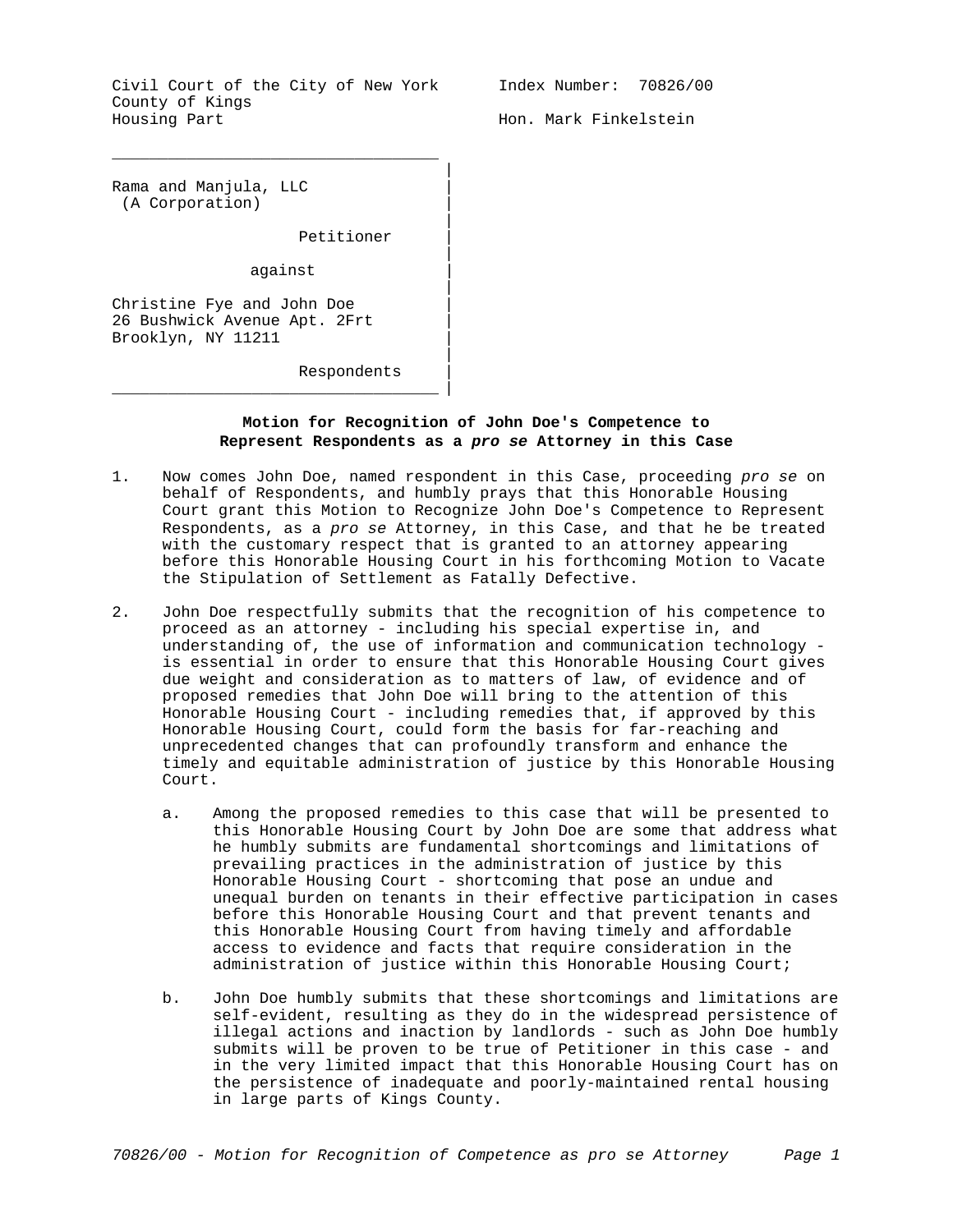Civil Court of the City of New York
County of Kings
Housing Part

Index Number: 70826/00

Hon. Mark Finkelstein

Rama and Manjula, LLC
(A Corporation)

Petitioner

against

Christine Fye and John Doe
26 Bushwick Avenue Apt. 2Frt
Brooklyn, NY 11211

Respondents

**Motion for Recognition of John Doe's Competence to Represent Respondents as a *pro se* Attorney in this Case**

1. Now comes John Doe, named respondent in this Case, proceeding *pro se* on behalf of Respondents, and humbly prays that this Honorable Housing Court grant this Motion to Recognize John Doe's Competence to Represent Respondents, as a *pro se* Attorney, in this Case, and that he be treated with the customary respect that is granted to an attorney appearing before this Honorable Housing Court in his forthcoming Motion to Vacate the Stipulation of Settlement as Fatally Defective.

2. John Doe respectfully submits that the recognition of his competence to proceed as an attorney - including his special expertise in, and understanding of, the use of information and communication technology - is essential in order to ensure that this Honorable Housing Court gives due weight and consideration as to matters of law, of evidence and of proposed remedies that John Doe will bring to the attention of this Honorable Housing Court - including remedies that, if approved by this Honorable Housing Court, could form the basis for far-reaching and unprecedented changes that can profoundly transform and enhance the timely and equitable administration of justice by this Honorable Housing Court.

   a. Among the proposed remedies to this case that will be presented to this Honorable Housing Court by John Doe are some that address what he humbly submits are fundamental shortcomings and limitations of prevailing practices in the administration of justice by this Honorable Housing Court - shortcoming that pose an undue and unequal burden on tenants in their effective participation in cases before this Honorable Housing Court and that prevent tenants and this Honorable Housing Court from having timely and affordable access to evidence and facts that require consideration in the administration of justice within this Honorable Housing Court;

   b. John Doe humbly submits that these shortcomings and limitations are self-evident, resulting as they do in the widespread persistence of illegal actions and inaction by landlords - such as John Doe humbly submits will be proven to be true of Petitioner in this case - and in the very limited impact that this Honorable Housing Court has on the persistence of inadequate and poorly-maintained rental housing in large parts of Kings County.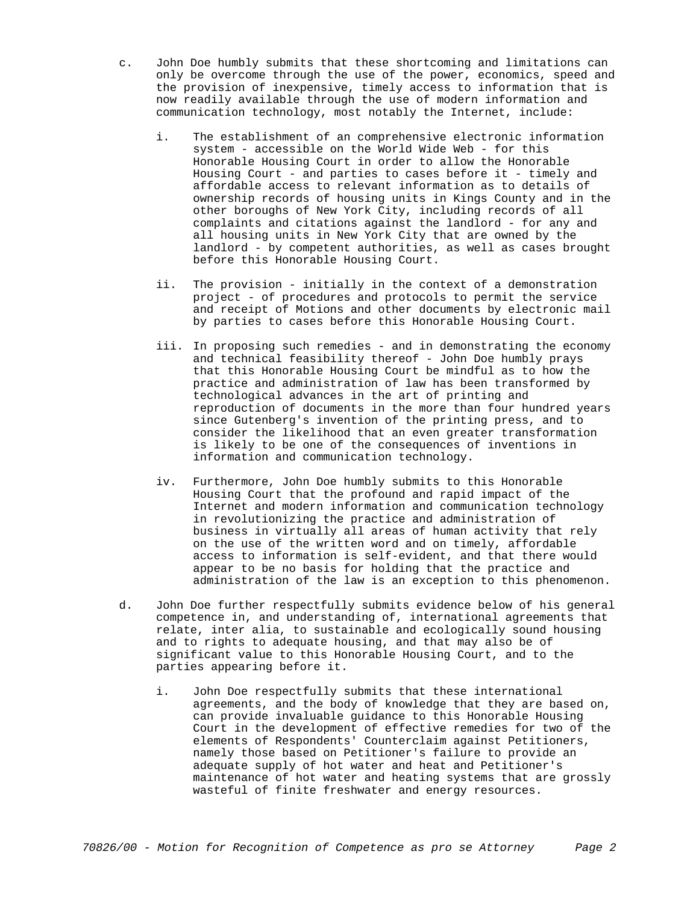c. John Doe humbly submits that these shortcoming and limitations can only be overcome through the use of the power, economics, speed and the provision of inexpensive, timely access to information that is now readily available through the use of modern information and communication technology, most notably the Internet, include:

   i. The establishment of an comprehensive electronic information system - accessible on the World Wide Web - for this Honorable Housing Court in order to allow the Honorable Housing Court - and parties to cases before it - timely and affordable access to relevant information as to details of ownership records of housing units in Kings County and in the other boroughs of New York City, including records of all complaints and citations against the landlord - for any and all housing units in New York City that are owned by the landlord - by competent authorities, as well as cases brought before this Honorable Housing Court.

   ii. The provision - initially in the context of a demonstration project - of procedures and protocols to permit the service and receipt of Motions and other documents by electronic mail by parties to cases before this Honorable Housing Court.

   iii. In proposing such remedies - and in demonstrating the economy and technical feasibility thereof - John Doe humbly prays that this Honorable Housing Court be mindful as to how the practice and administration of law has been transformed by technological advances in the art of printing and reproduction of documents in the more than four hundred years since Gutenberg's invention of the printing press, and to consider the likelihood that an even greater transformation is likely to be one of the consequences of inventions in information and communication technology.

   iv. Furthermore, John Doe humbly submits to this Honorable Housing Court that the profound and rapid impact of the Internet and modern information and communication technology in revolutionizing the practice and administration of business in virtually all areas of human activity that rely on the use of the written word and on timely, affordable access to information is self-evident, and that there would appear to be no basis for holding that the practice and administration of the law is an exception to this phenomenon.

d. John Doe further respectfully submits evidence below of his general competence in, and understanding of, international agreements that relate, inter alia, to sustainable and ecologically sound housing and to rights to adequate housing, and that may also be of significant value to this Honorable Housing Court, and to the parties appearing before it.

   i. John Doe respectfully submits that these international agreements, and the body of knowledge that they are based on, can provide invaluable guidance to this Honorable Housing Court in the development of effective remedies for two of the elements of Respondents' Counterclaim against Petitioners, namely those based on Petitioner's failure to provide an adequate supply of hot water and heat and Petitioner's maintenance of hot water and heating systems that are grossly wasteful of finite freshwater and energy resources.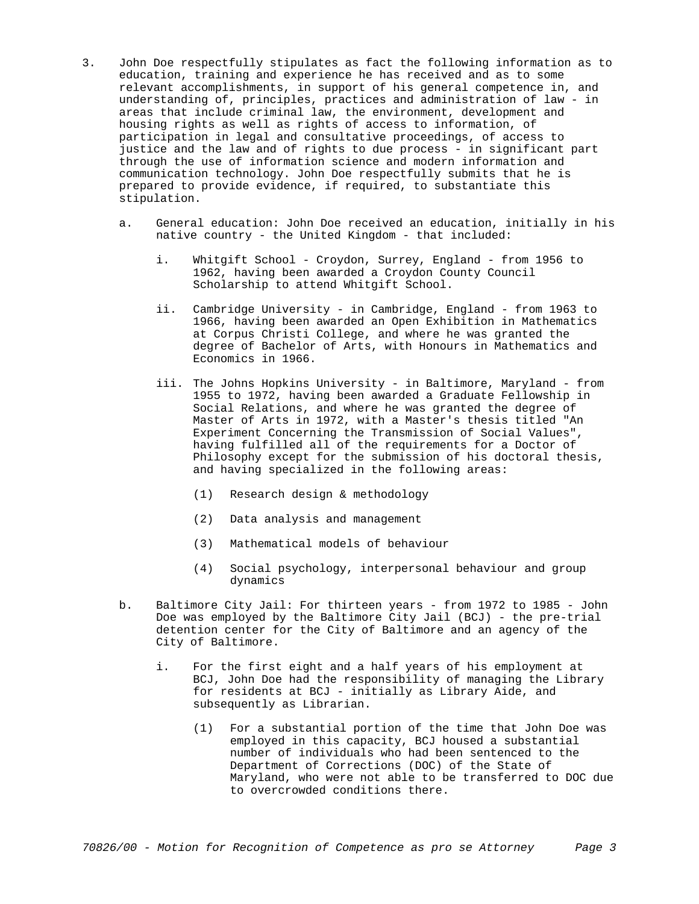3. John Doe respectfully stipulates as fact the following information as to education, training and experience he has received and as to some relevant accomplishments, in support of his general competence in, and understanding of, principles, practices and administration of law - in areas that include criminal law, the environment, development and housing rights as well as rights of access to information, of participation in legal and consultative proceedings, of access to justice and the law and of rights to due process - in significant part through the use of information science and modern information and communication technology. John Doe respectfully submits that he is prepared to provide evidence, if required, to substantiate this stipulation.

   a. General education: John Doe received an education, initially in his native country - the United Kingdom - that included:

      i. Whitgift School - Croydon, Surrey, England - from 1956 to 1962, having been awarded a Croydon County Council Scholarship to attend Whitgift School.

      ii. Cambridge University - in Cambridge, England - from 1963 to 1966, having been awarded an Open Exhibition in Mathematics at Corpus Christi College, and where he was granted the degree of Bachelor of Arts, with Honours in Mathematics and Economics in 1966.

      iii. The Johns Hopkins University - in Baltimore, Maryland - from 1955 to 1972, having been awarded a Graduate Fellowship in Social Relations, and where he was granted the degree of Master of Arts in 1972, with a Master's thesis titled "An Experiment Concerning the Transmission of Social Values", having fulfilled all of the requirements for a Doctor of Philosophy except for the submission of his doctoral thesis, and having specialized in the following areas:

         (1) Research design & methodology

         (2) Data analysis and management

         (3) Mathematical models of behaviour

         (4) Social psychology, interpersonal behaviour and group dynamics

   b. Baltimore City Jail: For thirteen years - from 1972 to 1985 - John Doe was employed by the Baltimore City Jail (BCJ) - the pre-trial detention center for the City of Baltimore and an agency of the City of Baltimore.

      i. For the first eight and a half years of his employment at BCJ, John Doe had the responsibility of managing the Library for residents at BCJ - initially as Library Aide, and subsequently as Librarian.

         (1) For a substantial portion of the time that John Doe was employed in this capacity, BCJ housed a substantial number of individuals who had been sentenced to the Department of Corrections (DOC) of the State of Maryland, who were not able to be transferred to DOC due to overcrowded conditions there.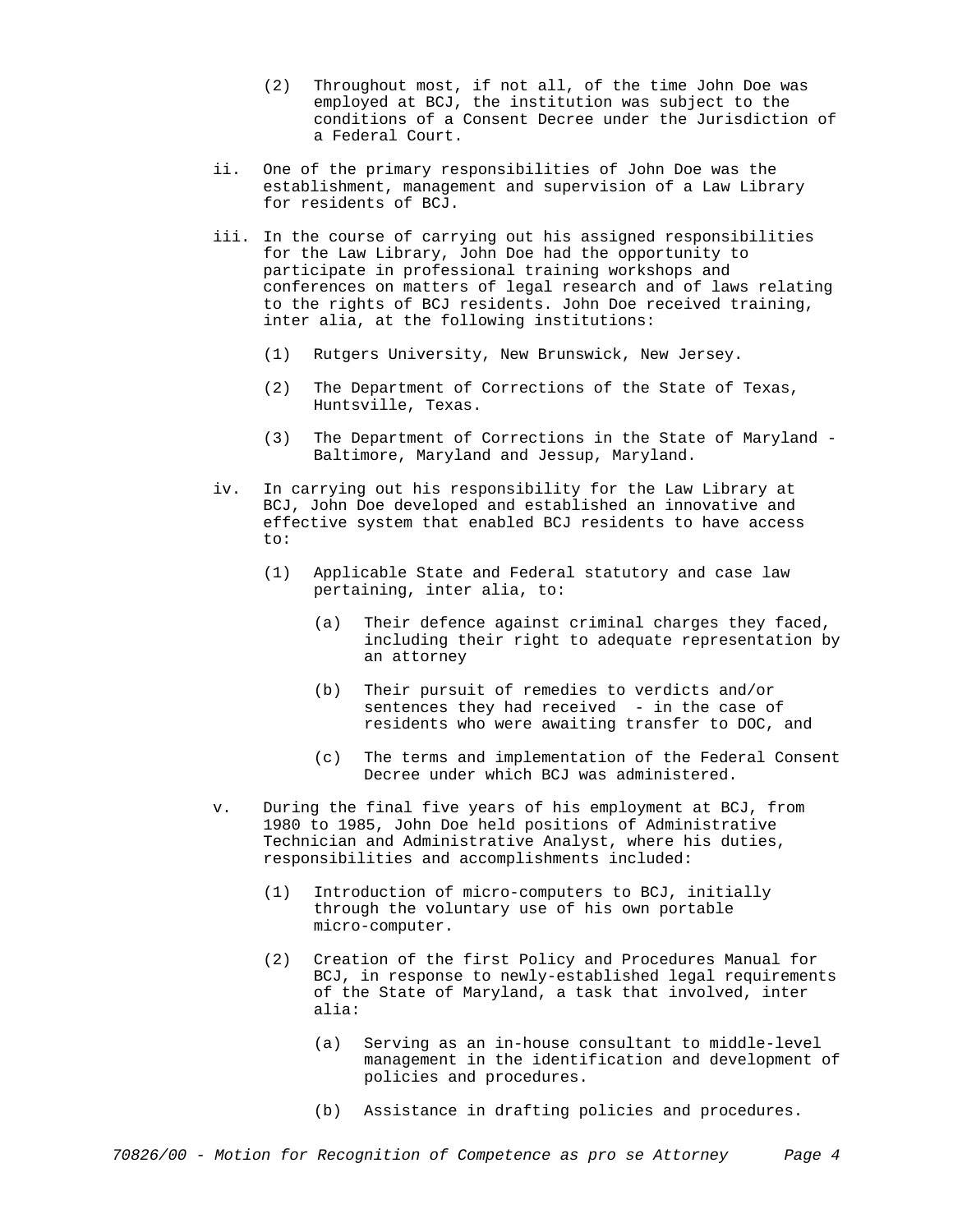(2) Throughout most, if not all, of the time John Doe was employed at BCJ, the institution was subject to the conditions of a Consent Decree under the Jurisdiction of a Federal Court.

ii. One of the primary responsibilities of John Doe was the establishment, management and supervision of a Law Library for residents of BCJ.

iii. In the course of carrying out his assigned responsibilities for the Law Library, John Doe had the opportunity to participate in professional training workshops and conferences on matters of legal research and of laws relating to the rights of BCJ residents. John Doe received training, inter alia, at the following institutions:

(1) Rutgers University, New Brunswick, New Jersey.

(2) The Department of Corrections of the State of Texas, Huntsville, Texas.

(3) The Department of Corrections in the State of Maryland - Baltimore, Maryland and Jessup, Maryland.

iv. In carrying out his responsibility for the Law Library at BCJ, John Doe developed and established an innovative and effective system that enabled BCJ residents to have access to:

(1) Applicable State and Federal statutory and case law pertaining, inter alia, to:

(a) Their defence against criminal charges they faced, including their right to adequate representation by an attorney

(b) Their pursuit of remedies to verdicts and/or sentences they had received - in the case of residents who were awaiting transfer to DOC, and

(c) The terms and implementation of the Federal Consent Decree under which BCJ was administered.

v. During the final five years of his employment at BCJ, from 1980 to 1985, John Doe held positions of Administrative Technician and Administrative Analyst, where his duties, responsibilities and accomplishments included:

(1) Introduction of micro-computers to BCJ, initially through the voluntary use of his own portable micro-computer.

(2) Creation of the first Policy and Procedures Manual for BCJ, in response to newly-established legal requirements of the State of Maryland, a task that involved, inter alia:

(a) Serving as an in-house consultant to middle-level management in the identification and development of policies and procedures.

(b) Assistance in drafting policies and procedures.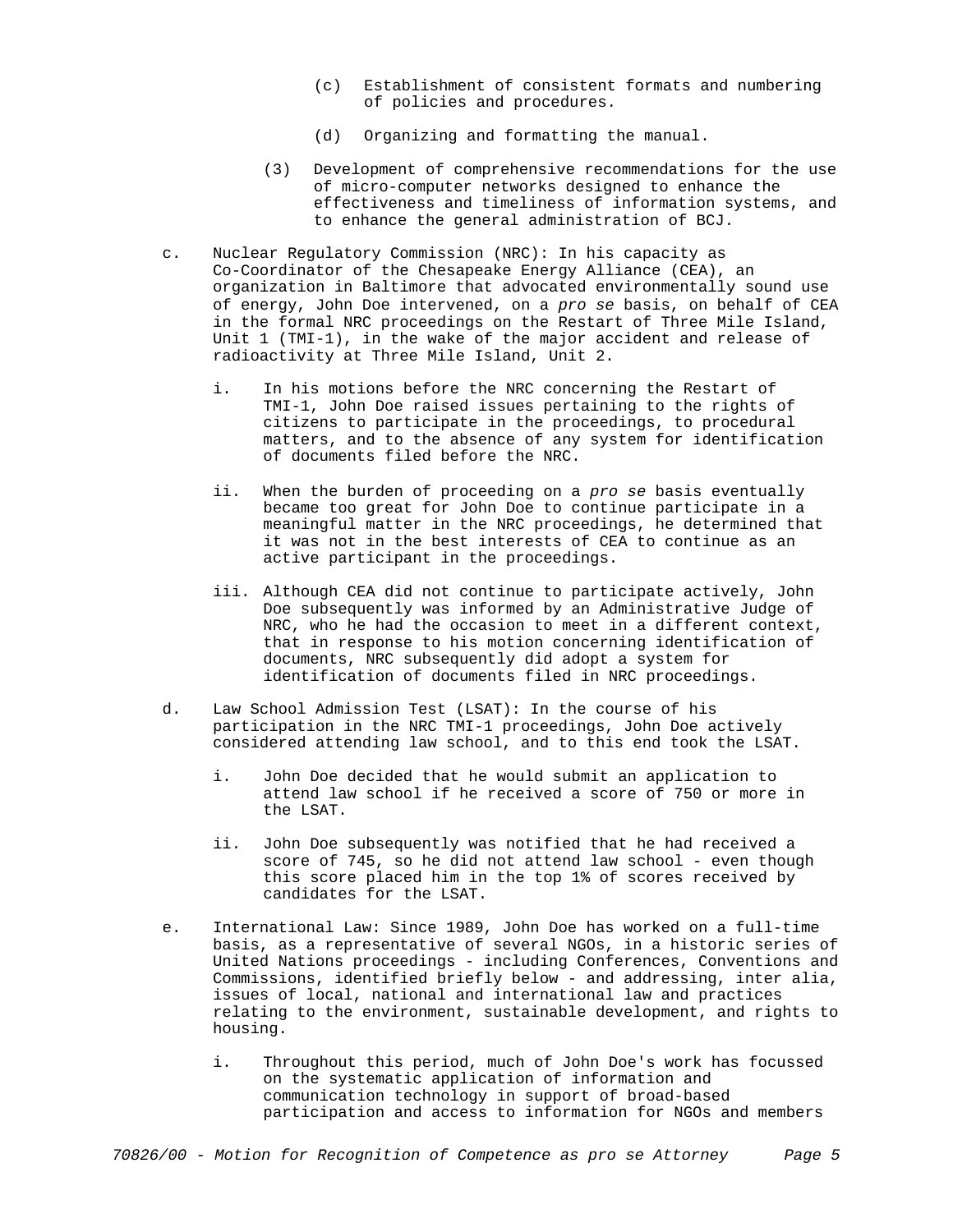(c) Establishment of consistent formats and numbering of policies and procedures.

(d) Organizing and formatting the manual.

(3) Development of comprehensive recommendations for the use of micro-computer networks designed to enhance the effectiveness and timeliness of information systems, and to enhance the general administration of BCJ.

c. Nuclear Regulatory Commission (NRC): In his capacity as Co-Coordinator of the Chesapeake Energy Alliance (CEA), an organization in Baltimore that advocated environmentally sound use of energy, John Doe intervened, on a *pro se* basis, on behalf of CEA in the formal NRC proceedings on the Restart of Three Mile Island, Unit 1 (TMI-1), in the wake of the major accident and release of radioactivity at Three Mile Island, Unit 2.

   i. In his motions before the NRC concerning the Restart of TMI-1, John Doe raised issues pertaining to the rights of citizens to participate in the proceedings, to procedural matters, and to the absence of any system for identification of documents filed before the NRC.

   ii. When the burden of proceeding on a *pro se* basis eventually became too great for John Doe to continue participate in a meaningful matter in the NRC proceedings, he determined that it was not in the best interests of CEA to continue as an active participant in the proceedings.

   iii. Although CEA did not continue to participate actively, John Doe subsequently was informed by an Administrative Judge of NRC, who he had the occasion to meet in a different context, that in response to his motion concerning identification of documents, NRC subsequently did adopt a system for identification of documents filed in NRC proceedings.

d. Law School Admission Test (LSAT): In the course of his participation in the NRC TMI-1 proceedings, John Doe actively considered attending law school, and to this end took the LSAT.

   i. John Doe decided that he would submit an application to attend law school if he received a score of 750 or more in the LSAT.

   ii. John Doe subsequently was notified that he had received a score of 745, so he did not attend law school - even though this score placed him in the top 1% of scores received by candidates for the LSAT.

e. International Law: Since 1989, John Doe has worked on a full-time basis, as a representative of several NGOs, in a historic series of United Nations proceedings - including Conferences, Conventions and Commissions, identified briefly below - and addressing, inter alia, issues of local, national and international law and practices relating to the environment, sustainable development, and rights to housing.

   i. Throughout this period, much of John Doe's work has focussed on the systematic application of information and communication technology in support of broad-based participation and access to information for NGOs and members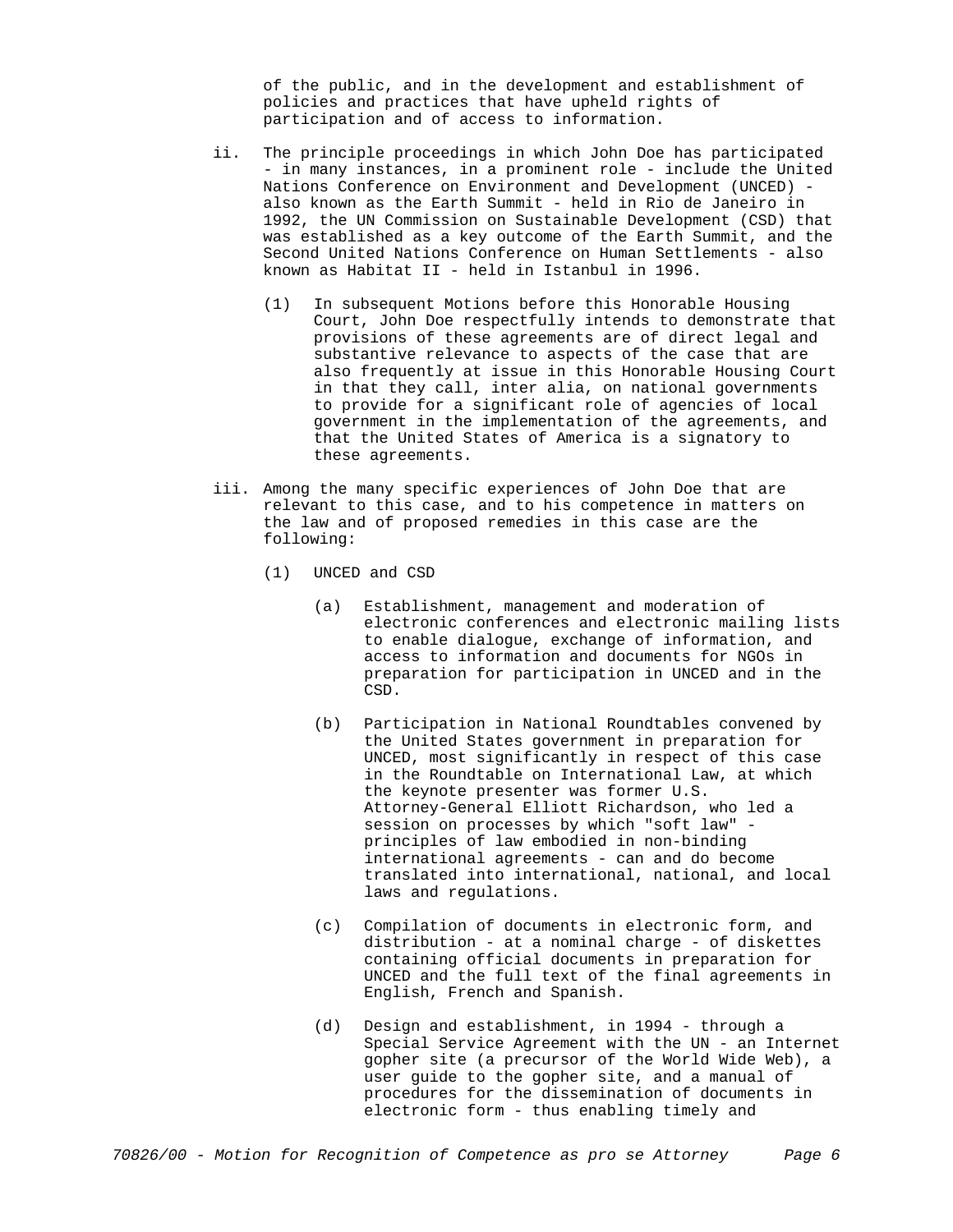of the public, and in the development and establishment of policies and practices that have upheld rights of participation and of access to information.

ii. The principle proceedings in which John Doe has participated - in many instances, in a prominent role - include the United Nations Conference on Environment and Development (UNCED) - also known as the Earth Summit - held in Rio de Janeiro in 1992, the UN Commission on Sustainable Development (CSD) that was established as a key outcome of the Earth Summit, and the Second United Nations Conference on Human Settlements - also known as Habitat II - held in Istanbul in 1996.

   (1) In subsequent Motions before this Honorable Housing Court, John Doe respectfully intends to demonstrate that provisions of these agreements are of direct legal and substantive relevance to aspects of the case that are also frequently at issue in this Honorable Housing Court in that they call, inter alia, on national governments to provide for a significant role of agencies of local government in the implementation of the agreements, and that the United States of America is a signatory to these agreements.

iii. Among the many specific experiences of John Doe that are relevant to this case, and to his competence in matters on the law and of proposed remedies in this case are the following:

   (1) UNCED and CSD

      (a) Establishment, management and moderation of electronic conferences and electronic mailing lists to enable dialogue, exchange of information, and access to information and documents for NGOs in preparation for participation in UNCED and in the CSD.

      (b) Participation in National Roundtables convened by the United States government in preparation for UNCED, most significantly in respect of this case in the Roundtable on International Law, at which the keynote presenter was former U.S. Attorney-General Elliott Richardson, who led a session on processes by which "soft law" - principles of law embodied in non-binding international agreements - can and do become translated into international, national, and local laws and regulations.

      (c) Compilation of documents in electronic form, and distribution - at a nominal charge - of diskettes containing official documents in preparation for UNCED and the full text of the final agreements in English, French and Spanish.

      (d) Design and establishment, in 1994 - through a Special Service Agreement with the UN - an Internet gopher site (a precursor of the World Wide Web), a user guide to the gopher site, and a manual of procedures for the dissemination of documents in electronic form - thus enabling timely and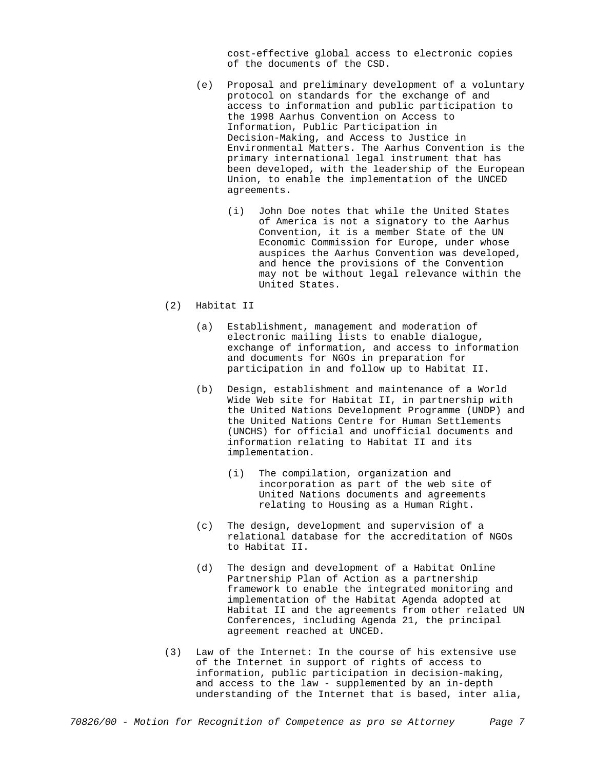cost-effective global access to electronic copies of the documents of the CSD.

(e) Proposal and preliminary development of a voluntary protocol on standards for the exchange of and access to information and public participation to the 1998 Aarhus Convention on Access to Information, Public Participation in Decision-Making, and Access to Justice in Environmental Matters. The Aarhus Convention is the primary international legal instrument that has been developed, with the leadership of the European Union, to enable the implementation of the UNCED agreements.

   (i) John Doe notes that while the United States of America is not a signatory to the Aarhus Convention, it is a member State of the UN Economic Commission for Europe, under whose auspices the Aarhus Convention was developed, and hence the provisions of the Convention may not be without legal relevance within the United States.

(2) Habitat II

(a) Establishment, management and moderation of electronic mailing lists to enable dialogue, exchange of information, and access to information and documents for NGOs in preparation for participation in and follow up to Habitat II.

(b) Design, establishment and maintenance of a World Wide Web site for Habitat II, in partnership with the United Nations Development Programme (UNDP) and the United Nations Centre for Human Settlements (UNCHS) for official and unofficial documents and information relating to Habitat II and its implementation.

   (i) The compilation, organization and incorporation as part of the web site of United Nations documents and agreements relating to Housing as a Human Right.

(c) The design, development and supervision of a relational database for the accreditation of NGOs to Habitat II.

(d) The design and development of a Habitat Online Partnership Plan of Action as a partnership framework to enable the integrated monitoring and implementation of the Habitat Agenda adopted at Habitat II and the agreements from other related UN Conferences, including Agenda 21, the principal agreement reached at UNCED.

(3) Law of the Internet: In the course of his extensive use of the Internet in support of rights of access to information, public participation in decision-making, and access to the law - supplemented by an in-depth understanding of the Internet that is based, inter alia,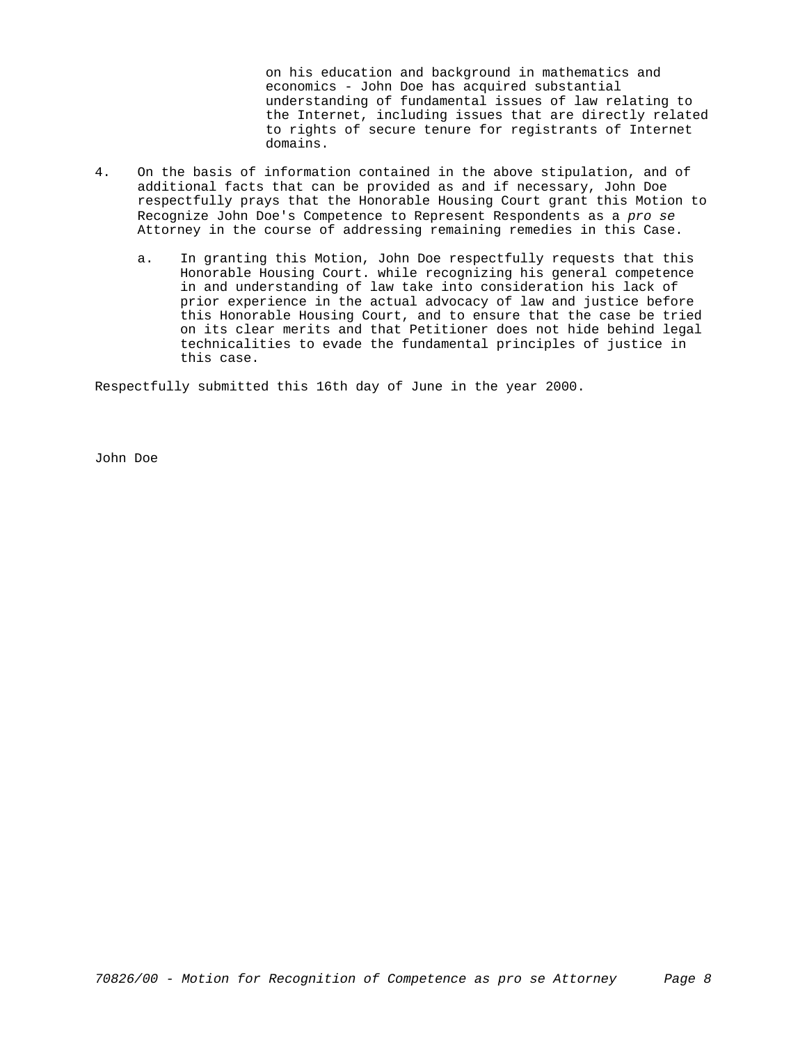on his education and background in mathematics and economics - John Doe has acquired substantial understanding of fundamental issues of law relating to the Internet, including issues that are directly related to rights of secure tenure for registrants of Internet domains.

4. On the basis of information contained in the above stipulation, and of additional facts that can be provided as and if necessary, John Doe respectfully prays that the Honorable Housing Court grant this Motion to Recognize John Doe's Competence to Represent Respondents as a *pro se* Attorney in the course of addressing remaining remedies in this Case.

   a. In granting this Motion, John Doe respectfully requests that this Honorable Housing Court. while recognizing his general competence in and understanding of law take into consideration his lack of prior experience in the actual advocacy of law and justice before this Honorable Housing Court, and to ensure that the case be tried on its clear merits and that Petitioner does not hide behind legal technicalities to evade the fundamental principles of justice in this case.

Respectfully submitted this 16th day of June in the year 2000.

John Doe